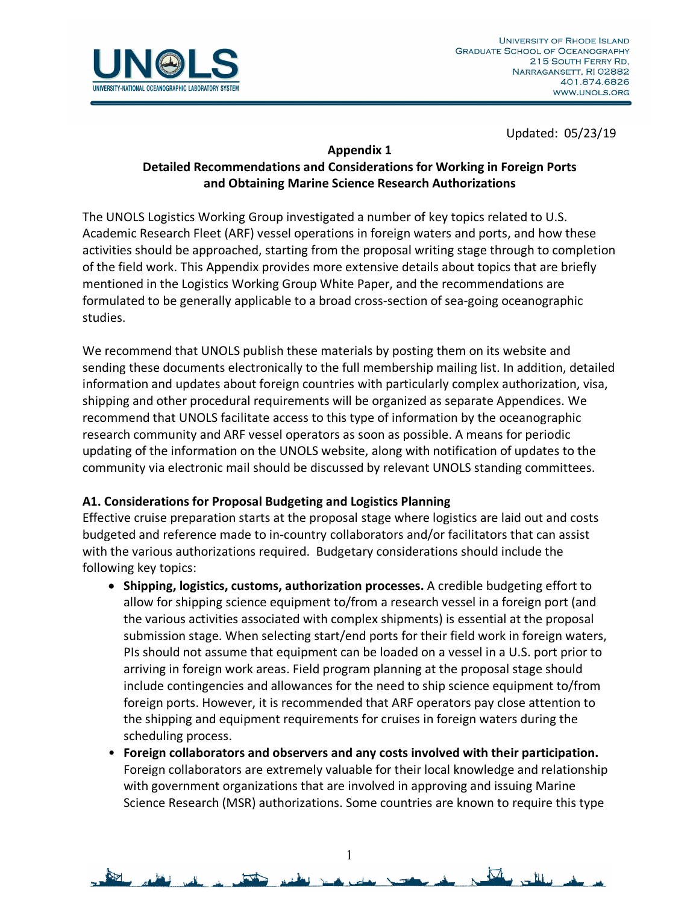Updated: 05/23/19

## Appendix 1
## Detailed Recommendations and Considerations for Working in Foreign Ports and Obtaining Marine Science Research Authorizations

The UNOLS Logistics Working Group investigated a number of key topics related to U.S. Academic Research Fleet (ARF) vessel operations in foreign waters and ports, and how these activities should be approached, starting from the proposal writing stage through to completion of the field work. This Appendix provides more extensive details about topics that are briefly mentioned in the Logistics Working Group White Paper, and the recommendations are formulated to be generally applicable to a broad cross-section of sea-going oceanographic studies.

We recommend that UNOLS publish these materials by posting them on its website and sending these documents electronically to the full membership mailing list. In addition, detailed information and updates about foreign countries with particularly complex authorization, visa, shipping and other procedural requirements will be organized as separate Appendices. We recommend that UNOLS facilitate access to this type of information by the oceanographic research community and ARF vessel operators as soon as possible. A means for periodic updating of the information on the UNOLS website, along with notification of updates to the community via electronic mail should be discussed by relevant UNOLS standing committees.

### A1. Considerations for Proposal Budgeting and Logistics Planning

Effective cruise preparation starts at the proposal stage where logistics are laid out and costs budgeted and reference made to in-country collaborators and/or facilitators that can assist with the various authorizations required. Budgetary considerations should include the following key topics:

- **Shipping, logistics, customs, authorization processes.** A credible budgeting effort to allow for shipping science equipment to/from a research vessel in a foreign port (and the various activities associated with complex shipments) is essential at the proposal submission stage. When selecting start/end ports for their field work in foreign waters, PIs should not assume that equipment can be loaded on a vessel in a U.S. port prior to arriving in foreign work areas. Field program planning at the proposal stage should include contingencies and allowances for the need to ship science equipment to/from foreign ports. However, it is recommended that ARF operators pay close attention to the shipping and equipment requirements for cruises in foreign waters during the scheduling process.
- **Foreign collaborators and observers and any costs involved with their participation.** Foreign collaborators are extremely valuable for their local knowledge and relationship with government organizations that are involved in approving and issuing Marine Science Research (MSR) authorizations. Some countries are known to require this type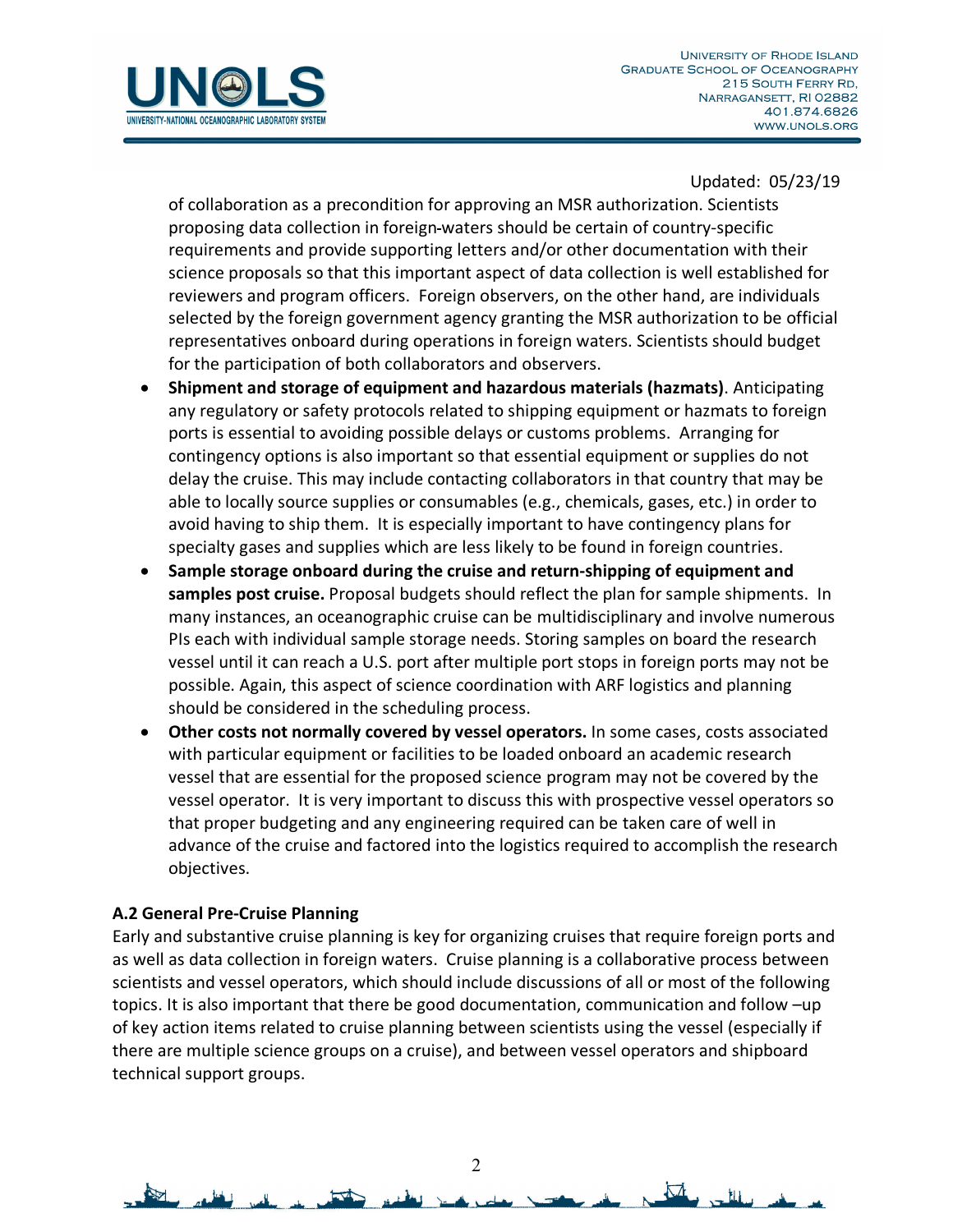of collaboration as a precondition for approving an MSR authorization. Scientists proposing data collection in foreign-waters should be certain of country-specific requirements and provide supporting letters and/or other documentation with their science proposals so that this important aspect of data collection is well established for reviewers and program officers. Foreign observers, on the other hand, are individuals selected by the foreign government agency granting the MSR authorization to be official representatives onboard during operations in foreign waters. Scientists should budget for the participation of both collaborators and observers.

- **Shipment and storage of equipment and hazardous materials (hazmats)**. Anticipating any regulatory or safety protocols related to shipping equipment or hazmats to foreign ports is essential to avoiding possible delays or customs problems. Arranging for contingency options is also important so that essential equipment or supplies do not delay the cruise. This may include contacting collaborators in that country that may be able to locally source supplies or consumables (e.g., chemicals, gases, etc.) in order to avoid having to ship them. It is especially important to have contingency plans for specialty gases and supplies which are less likely to be found in foreign countries.
- **Sample storage onboard during the cruise and return-shipping of equipment and samples post cruise.** Proposal budgets should reflect the plan for sample shipments. In many instances, an oceanographic cruise can be multidisciplinary and involve numerous PIs each with individual sample storage needs. Storing samples on board the research vessel until it can reach a U.S. port after multiple port stops in foreign ports may not be possible. Again, this aspect of science coordination with ARF logistics and planning should be considered in the scheduling process.
- **Other costs not normally covered by vessel operators.** In some cases, costs associated with particular equipment or facilities to be loaded onboard an academic research vessel that are essential for the proposed science program may not be covered by the vessel operator. It is very important to discuss this with prospective vessel operators so that proper budgeting and any engineering required can be taken care of well in advance of the cruise and factored into the logistics required to accomplish the research objectives.

### A.2 General Pre-Cruise Planning

Early and substantive cruise planning is key for organizing cruises that require foreign ports and as well as data collection in foreign waters. Cruise planning is a collaborative process between scientists and vessel operators, which should include discussions of all or most of the following topics. It is also important that there be good documentation, communication and follow –up of key action items related to cruise planning between scientists using the vessel (especially if there are multiple science groups on a cruise), and between vessel operators and shipboard technical support groups.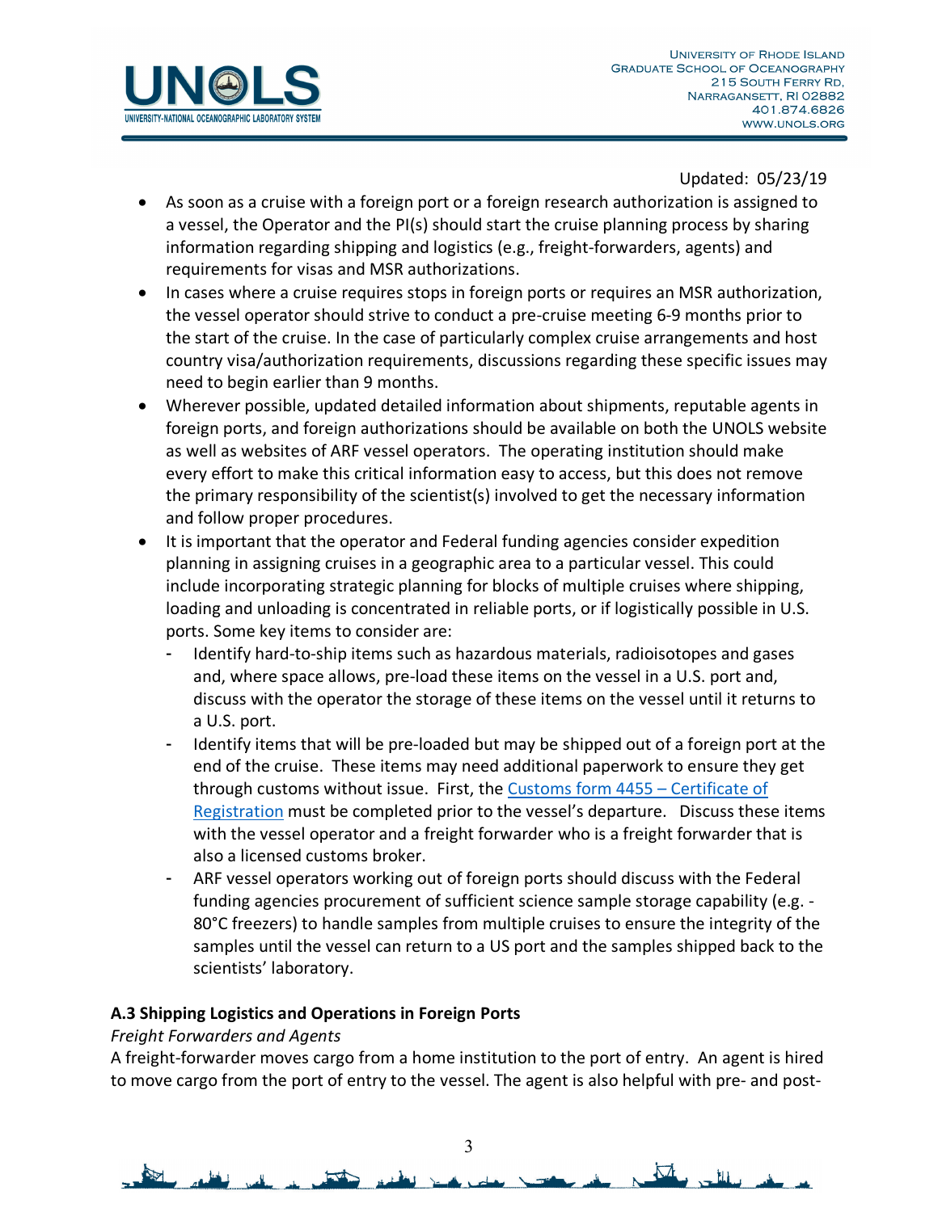Updated: 05/23/19

- As soon as a cruise with a foreign port or a foreign research authorization is assigned to a vessel, the Operator and the PI(s) should start the cruise planning process by sharing information regarding shipping and logistics (e.g., freight-forwarders, agents) and requirements for visas and MSR authorizations.
- In cases where a cruise requires stops in foreign ports or requires an MSR authorization, the vessel operator should strive to conduct a pre-cruise meeting 6-9 months prior to the start of the cruise. In the case of particularly complex cruise arrangements and host country visa/authorization requirements, discussions regarding these specific issues may need to begin earlier than 9 months.
- Wherever possible, updated detailed information about shipments, reputable agents in foreign ports, and foreign authorizations should be available on both the UNOLS website as well as websites of ARF vessel operators. The operating institution should make every effort to make this critical information easy to access, but this does not remove the primary responsibility of the scientist(s) involved to get the necessary information and follow proper procedures.
- It is important that the operator and Federal funding agencies consider expedition planning in assigning cruises in a geographic area to a particular vessel. This could include incorporating strategic planning for blocks of multiple cruises where shipping, loading and unloading is concentrated in reliable ports, or if logistically possible in U.S. ports. Some key items to consider are:
  - Identify hard-to-ship items such as hazardous materials, radioisotopes and gases and, where space allows, pre-load these items on the vessel in a U.S. port and, discuss with the operator the storage of these items on the vessel until it returns to a U.S. port.
  - Identify items that will be pre-loaded but may be shipped out of a foreign port at the end of the cruise. These items may need additional paperwork to ensure they get through customs without issue. First, the [Customs form 4455 – Certificate of Registration]() must be completed prior to the vessel's departure. Discuss these items with the vessel operator and a freight forwarder who is a freight forwarder that is also a licensed customs broker.
  - ARF vessel operators working out of foreign ports should discuss with the Federal funding agencies procurement of sufficient science sample storage capability (e.g. -80°C freezers) to handle samples from multiple cruises to ensure the integrity of the samples until the vessel can return to a US port and the samples shipped back to the scientists' laboratory.

## A.3 Shipping Logistics and Operations in Foreign Ports

*Freight Forwarders and Agents*

A freight-forwarder moves cargo from a home institution to the port of entry. An agent is hired to move cargo from the port of entry to the vessel. The agent is also helpful with pre- and post-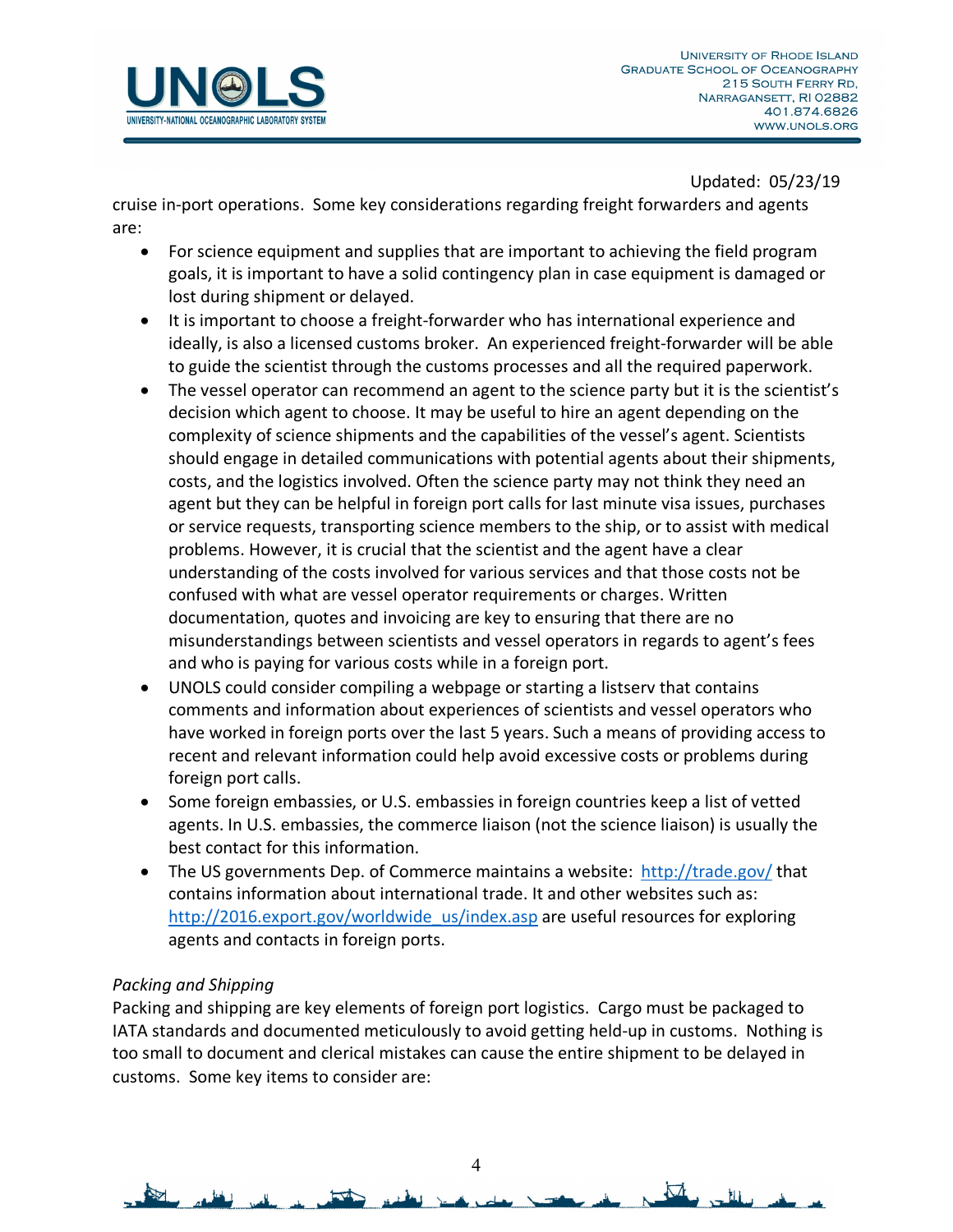Updated: 05/23/19

cruise in-port operations. Some key considerations regarding freight forwarders and agents are:

- For science equipment and supplies that are important to achieving the field program goals, it is important to have a solid contingency plan in case equipment is damaged or lost during shipment or delayed.
- It is important to choose a freight-forwarder who has international experience and ideally, is also a licensed customs broker. An experienced freight-forwarder will be able to guide the scientist through the customs processes and all the required paperwork.
- The vessel operator can recommend an agent to the science party but it is the scientist's decision which agent to choose. It may be useful to hire an agent depending on the complexity of science shipments and the capabilities of the vessel's agent. Scientists should engage in detailed communications with potential agents about their shipments, costs, and the logistics involved. Often the science party may not think they need an agent but they can be helpful in foreign port calls for last minute visa issues, purchases or service requests, transporting science members to the ship, or to assist with medical problems. However, it is crucial that the scientist and the agent have a clear understanding of the costs involved for various services and that those costs not be confused with what are vessel operator requirements or charges. Written documentation, quotes and invoicing are key to ensuring that there are no misunderstandings between scientists and vessel operators in regards to agent's fees and who is paying for various costs while in a foreign port.
- UNOLS could consider compiling a webpage or starting a listserv that contains comments and information about experiences of scientists and vessel operators who have worked in foreign ports over the last 5 years. Such a means of providing access to recent and relevant information could help avoid excessive costs or problems during foreign port calls.
- Some foreign embassies, or U.S. embassies in foreign countries keep a list of vetted agents. In U.S. embassies, the commerce liaison (not the science liaison) is usually the best contact for this information.
- The US governments Dep. of Commerce maintains a website: [http://trade.gov/](http://trade.gov/) that contains information about international trade. It and other websites such as: [http://2016.export.gov/worldwide_us/index.asp](http://2016.export.gov/worldwide_us/index.asp) are useful resources for exploring agents and contacts in foreign ports.

*Packing and Shipping*

Packing and shipping are key elements of foreign port logistics. Cargo must be packaged to IATA standards and documented meticulously to avoid getting held-up in customs. Nothing is too small to document and clerical mistakes can cause the entire shipment to be delayed in customs. Some key items to consider are: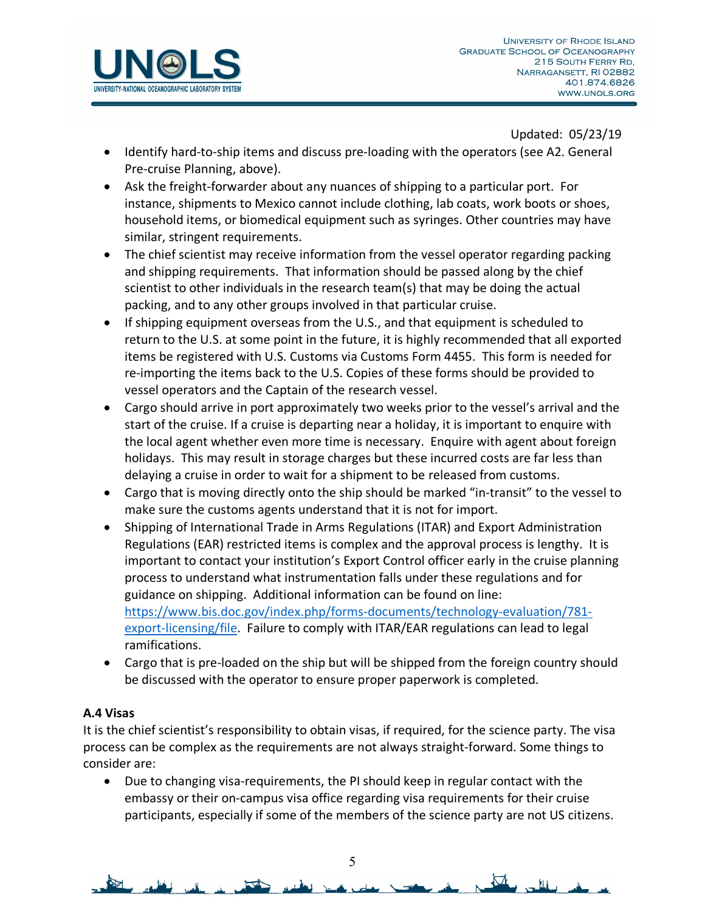Updated: 05/23/19

- Identify hard-to-ship items and discuss pre-loading with the operators (see A2. General Pre-cruise Planning, above).
- Ask the freight-forwarder about any nuances of shipping to a particular port. For instance, shipments to Mexico cannot include clothing, lab coats, work boots or shoes, household items, or biomedical equipment such as syringes. Other countries may have similar, stringent requirements.
- The chief scientist may receive information from the vessel operator regarding packing and shipping requirements. That information should be passed along by the chief scientist to other individuals in the research team(s) that may be doing the actual packing, and to any other groups involved in that particular cruise.
- If shipping equipment overseas from the U.S., and that equipment is scheduled to return to the U.S. at some point in the future, it is highly recommended that all exported items be registered with U.S. Customs via Customs Form 4455. This form is needed for re-importing the items back to the U.S. Copies of these forms should be provided to vessel operators and the Captain of the research vessel.
- Cargo should arrive in port approximately two weeks prior to the vessel's arrival and the start of the cruise. If a cruise is departing near a holiday, it is important to enquire with the local agent whether even more time is necessary. Enquire with agent about foreign holidays. This may result in storage charges but these incurred costs are far less than delaying a cruise in order to wait for a shipment to be released from customs.
- Cargo that is moving directly onto the ship should be marked "in-transit" to the vessel to make sure the customs agents understand that it is not for import.
- Shipping of International Trade in Arms Regulations (ITAR) and Export Administration Regulations (EAR) restricted items is complex and the approval process is lengthy. It is important to contact your institution's Export Control officer early in the cruise planning process to understand what instrumentation falls under these regulations and for guidance on shipping. Additional information can be found on line: https://www.bis.doc.gov/index.php/forms-documents/technology-evaluation/781-export-licensing/file. Failure to comply with ITAR/EAR regulations can lead to legal ramifications.
- Cargo that is pre-loaded on the ship but will be shipped from the foreign country should be discussed with the operator to ensure proper paperwork is completed.

### A.4 Visas

It is the chief scientist's responsibility to obtain visas, if required, for the science party. The visa process can be complex as the requirements are not always straight-forward. Some things to consider are:

- Due to changing visa-requirements, the PI should keep in regular contact with the embassy or their on-campus visa office regarding visa requirements for their cruise participants, especially if some of the members of the science party are not US citizens.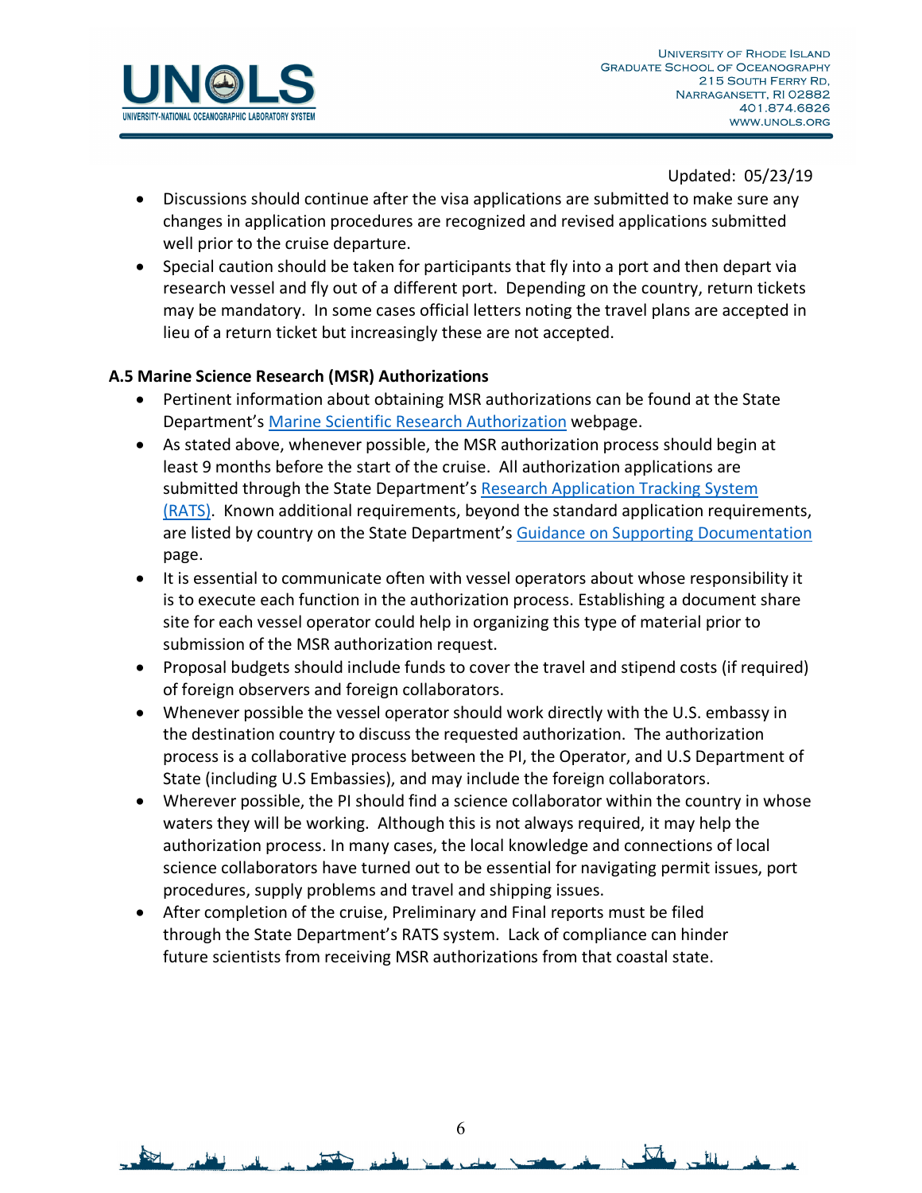Updated: 05/23/19

- Discussions should continue after the visa applications are submitted to make sure any changes in application procedures are recognized and revised applications submitted well prior to the cruise departure.
- Special caution should be taken for participants that fly into a port and then depart via research vessel and fly out of a different port. Depending on the country, return tickets may be mandatory. In some cases official letters noting the travel plans are accepted in lieu of a return ticket but increasingly these are not accepted.

**A.5 Marine Science Research (MSR) Authorizations**

- Pertinent information about obtaining MSR authorizations can be found at the State Department's Marine Scientific Research Authorization webpage.
- As stated above, whenever possible, the MSR authorization process should begin at least 9 months before the start of the cruise. All authorization applications are submitted through the State Department's Research Application Tracking System (RATS). Known additional requirements, beyond the standard application requirements, are listed by country on the State Department's Guidance on Supporting Documentation page.
- It is essential to communicate often with vessel operators about whose responsibility it is to execute each function in the authorization process. Establishing a document share site for each vessel operator could help in organizing this type of material prior to submission of the MSR authorization request.
- Proposal budgets should include funds to cover the travel and stipend costs (if required) of foreign observers and foreign collaborators.
- Whenever possible the vessel operator should work directly with the U.S. embassy in the destination country to discuss the requested authorization. The authorization process is a collaborative process between the PI, the Operator, and U.S Department of State (including U.S Embassies), and may include the foreign collaborators.
- Wherever possible, the PI should find a science collaborator within the country in whose waters they will be working. Although this is not always required, it may help the authorization process. In many cases, the local knowledge and connections of local science collaborators have turned out to be essential for navigating permit issues, port procedures, supply problems and travel and shipping issues.
- After completion of the cruise, Preliminary and Final reports must be filed through the State Department's RATS system. Lack of compliance can hinder future scientists from receiving MSR authorizations from that coastal state.